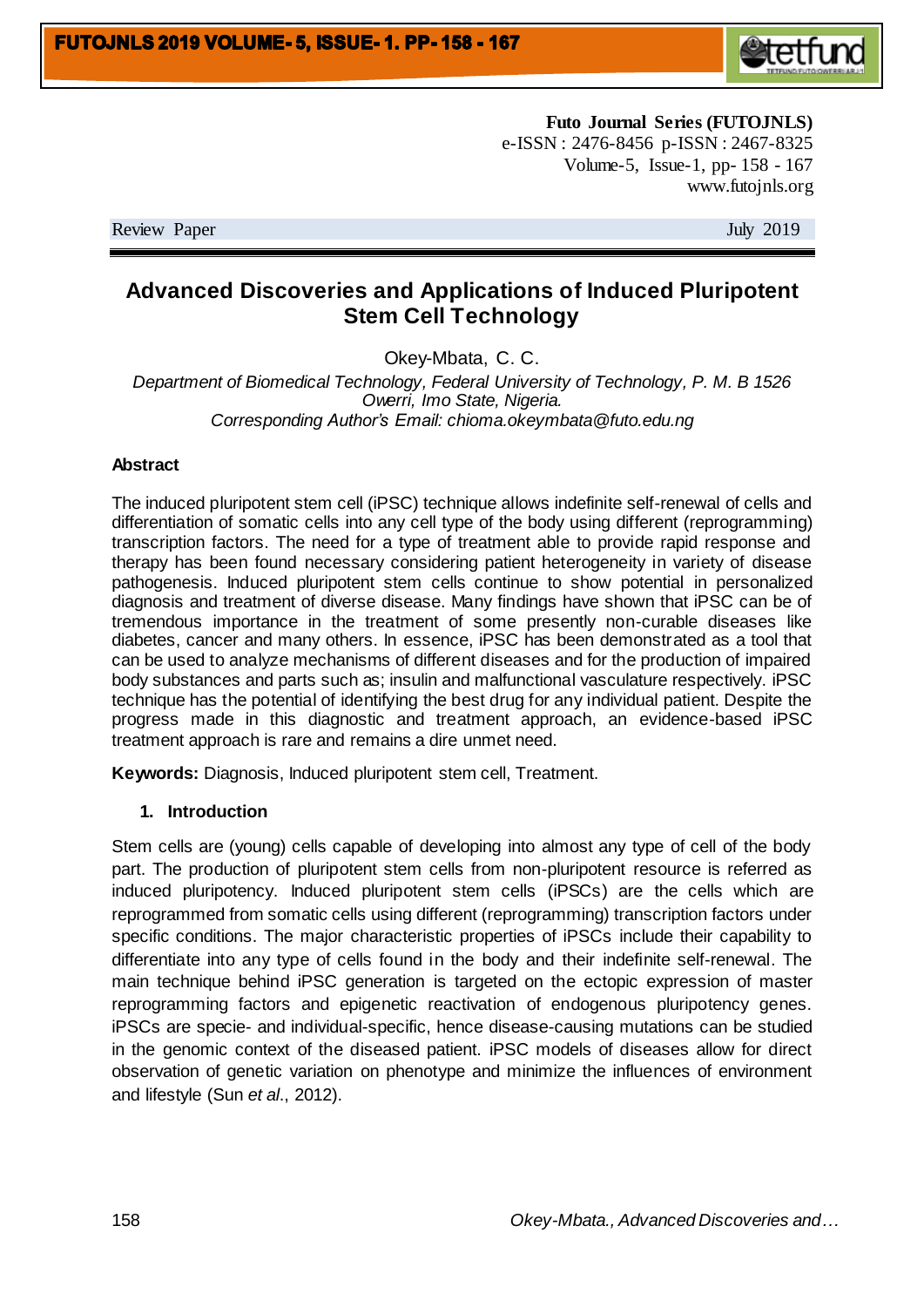**Futo Journal Series (FUTOJNLS)**
e-ISSN : 2476-8456 p-ISSN : 2467-8325
Volume-5, Issue-1, pp- 158 - 167
www.futojnls.org

Review Paper July 2019

# Advanced Discoveries and Applications of Induced Pluripotent Stem Cell Technology

Okey-Mbata, C. C.

*Department of Biomedical Technology, Federal University of Technology, P. M. B 1526 Owerri, Imo State, Nigeria.*
*Corresponding Author's Email: chioma.okeymbata@futo.edu.ng*

**Abstract**

The induced pluripotent stem cell (iPSC) technique allows indefinite self-renewal of cells and differentiation of somatic cells into any cell type of the body using different (reprogramming) transcription factors. The need for a type of treatment able to provide rapid response and therapy has been found necessary considering patient heterogeneity in variety of disease pathogenesis. Induced pluripotent stem cells continue to show potential in personalized diagnosis and treatment of diverse disease. Many findings have shown that iPSC can be of tremendous importance in the treatment of some presently non-curable diseases like diabetes, cancer and many others. In essence, iPSC has been demonstrated as a tool that can be used to analyze mechanisms of different diseases and for the production of impaired body substances and parts such as; insulin and malfunctional vasculature respectively. iPSC technique has the potential of identifying the best drug for any individual patient. Despite the progress made in this diagnostic and treatment approach, an evidence-based iPSC treatment approach is rare and remains a dire unmet need.

**Keywords:** Diagnosis, Induced pluripotent stem cell, Treatment.

## 1. Introduction

Stem cells are (young) cells capable of developing into almost any type of cell of the body part. The production of pluripotent stem cells from non-pluripotent resource is referred as induced pluripotency. Induced pluripotent stem cells (iPSCs) are the cells which are reprogrammed from somatic cells using different (reprogramming) transcription factors under specific conditions. The major characteristic properties of iPSCs include their capability to differentiate into any type of cells found in the body and their indefinite self-renewal. The main technique behind iPSC generation is targeted on the ectopic expression of master reprogramming factors and epigenetic reactivation of endogenous pluripotency genes. iPSCs are specie- and individual-specific, hence disease-causing mutations can be studied in the genomic context of the diseased patient. iPSC models of diseases allow for direct observation of genetic variation on phenotype and minimize the influences of environment and lifestyle (Sun *et al*., 2012).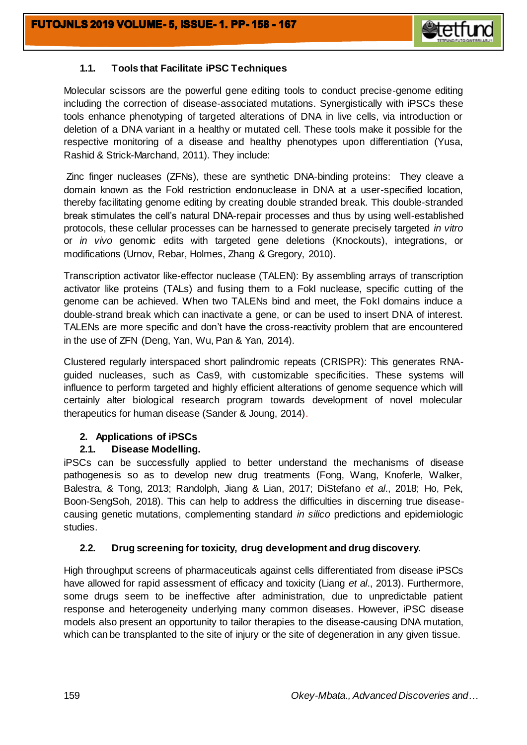### 1.1. Tools that Facilitate iPSC Techniques

Molecular scissors are the powerful gene editing tools to conduct precise-genome editing including the correction of disease-associated mutations. Synergistically with iPSCs these tools enhance phenotyping of targeted alterations of DNA in live cells, via introduction or deletion of a DNA variant in a healthy or mutated cell. These tools make it possible for the respective monitoring of a disease and healthy phenotypes upon differentiation (Yusa, Rashid & Strick-Marchand, 2011). They include:

Zinc finger nucleases (ZFNs), these are synthetic DNA-binding proteins: They cleave a domain known as the FokI restriction endonuclease in DNA at a user-specified location, thereby facilitating genome editing by creating double stranded break. This double-stranded break stimulates the cell's natural DNA-repair processes and thus by using well-established protocols, these cellular processes can be harnessed to generate precisely targeted *in vitro* or *in vivo* genomic edits with targeted gene deletions (Knockouts), integrations, or modifications (Urnov, Rebar, Holmes, Zhang & Gregory, 2010).

Transcription activator like-effector nuclease (TALEN): By assembling arrays of transcription activator like proteins (TALs) and fusing them to a FokI nuclease, specific cutting of the genome can be achieved. When two TALENs bind and meet, the FokI domains induce a double-strand break which can inactivate a gene, or can be used to insert DNA of interest. TALENs are more specific and don't have the cross-reactivity problem that are encountered in the use of ZFN (Deng, Yan, Wu, Pan & Yan, 2014).

Clustered regularly interspaced short palindromic repeats (CRISPR): This generates RNA-guided nucleases, such as Cas9, with customizable specificities. These systems will influence to perform targeted and highly efficient alterations of genome sequence which will certainly alter biological research program towards development of novel molecular therapeutics for human disease (Sander & Joung, 2014).

## 2. Applications of iPSCs

### 2.1. Disease Modelling.

iPSCs can be successfully applied to better understand the mechanisms of disease pathogenesis so as to develop new drug treatments (Fong, Wang, Knoferle, Walker, Balestra, & Tong, 2013; Randolph, Jiang & Lian, 2017; DiStefano *et al*., 2018; Ho, Pek, Boon-SengSoh, 2018). This can help to address the difficulties in discerning true disease-causing genetic mutations, complementing standard *in silico* predictions and epidemiologic studies.

### 2.2. Drug screening for toxicity, drug development and drug discovery.

High throughput screens of pharmaceuticals against cells differentiated from disease iPSCs have allowed for rapid assessment of efficacy and toxicity (Liang *et al*., 2013). Furthermore, some drugs seem to be ineffective after administration, due to unpredictable patient response and heterogeneity underlying many common diseases. However, iPSC disease models also present an opportunity to tailor therapies to the disease-causing DNA mutation, which can be transplanted to the site of injury or the site of degeneration in any given tissue.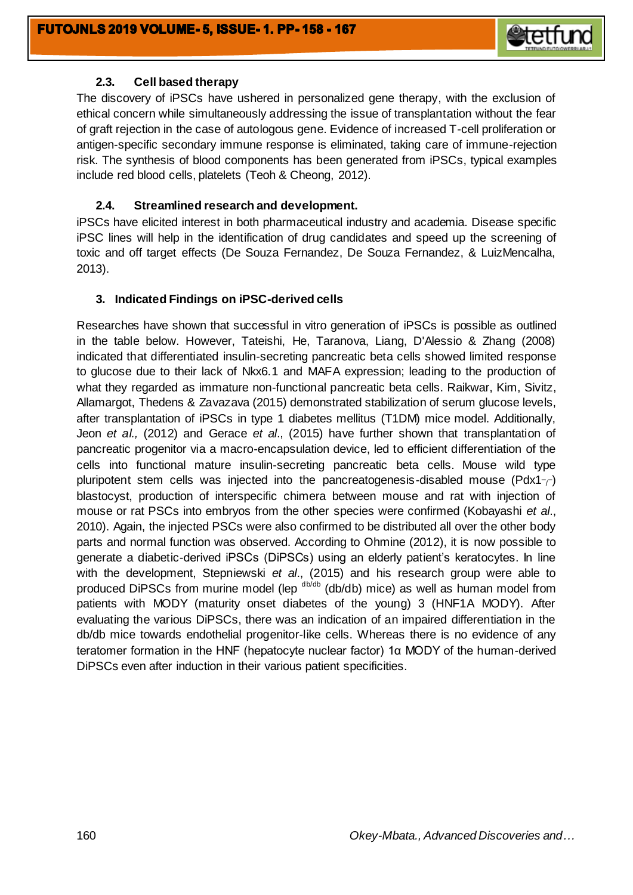### 2.3. Cell based therapy

The discovery of iPSCs have ushered in personalized gene therapy, with the exclusion of ethical concern while simultaneously addressing the issue of transplantation without the fear of graft rejection in the case of autologous gene. Evidence of increased T-cell proliferation or antigen-specific secondary immune response is eliminated, taking care of immune-rejection risk. The synthesis of blood components has been generated from iPSCs, typical examples include red blood cells, platelets (Teoh & Cheong, 2012).

### 2.4. Streamlined research and development.

iPSCs have elicited interest in both pharmaceutical industry and academia. Disease specific iPSC lines will help in the identification of drug candidates and speed up the screening of toxic and off target effects (De Souza Fernandez, De Souza Fernandez, & LuizMencalha, 2013).

## 3. Indicated Findings on iPSC-derived cells

Researches have shown that successful in vitro generation of iPSCs is possible as outlined in the table below. However, Tateishi, He, Taranova, Liang, D'Alessio & Zhang (2008) indicated that differentiated insulin-secreting pancreatic beta cells showed limited response to glucose due to their lack of Nkx6.1 and MAFA expression; leading to the production of what they regarded as immature non-functional pancreatic beta cells. Raikwar, Kim, Sivitz, Allamargot, Thedens & Zavazava (2015) demonstrated stabilization of serum glucose levels, after transplantation of iPSCs in type 1 diabetes mellitus (T1DM) mice model. Additionally, Jeon *et al.,* (2012) and Gerace *et al*., (2015) have further shown that transplantation of pancreatic progenitor via a macro-encapsulation device, led to efficient differentiation of the cells into functional mature insulin-secreting pancreatic beta cells. Mouse wild type pluripotent stem cells was injected into the pancreatogenesis-disabled mouse ($Pdx1^{-/-}$) blastocyst, production of interspecific chimera between mouse and rat with injection of mouse or rat PSCs into embryos from the other species were confirmed (Kobayashi *et al*., 2010). Again, the injected PSCs were also confirmed to be distributed all over the other body parts and normal function was observed. According to Ohmine (2012), it is now possible to generate a diabetic-derived iPSCs (DiPSCs) using an elderly patient's keratocytes. In line with the development, Stepniewski *et al*., (2015) and his research group were able to produced DiPSCs from murine model ($lep^{db/db}$ (db/db) mice) as well as human model from patients with MODY (maturity onset diabetes of the young) 3 (HNF1A MODY). After evaluating the various DiPSCs, there was an indication of an impaired differentiation in the db/db mice towards endothelial progenitor-like cells. Whereas there is no evidence of any teratomer formation in the HNF (hepatocyte nuclear factor) 1α MODY of the human-derived DiPSCs even after induction in their various patient specificities.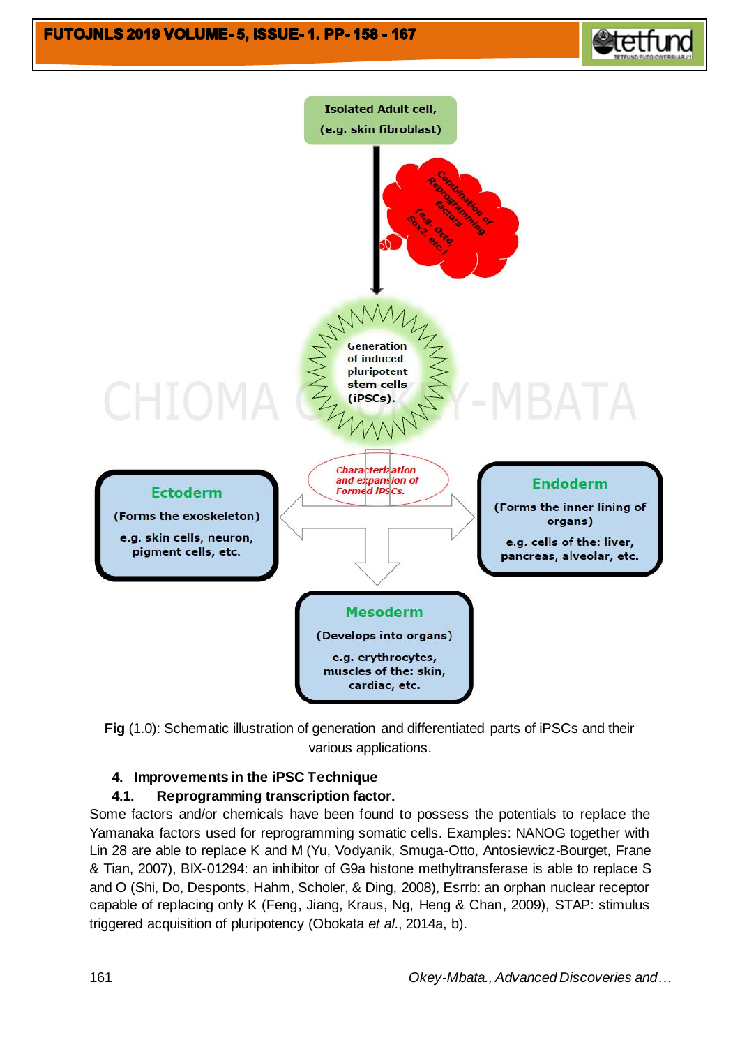Fig (1.0): Schematic illustration of generation and differentiated parts of iPSCs and their various applications.

## 4. Improvements in the iPSC Technique

### 4.1. Reprogramming transcription factor.

Some factors and/or chemicals have been found to possess the potentials to replace the Yamanaka factors used for reprogramming somatic cells. Examples: NANOG together with Lin 28 are able to replace K and M (Yu, Vodyanik, Smuga-Otto, Antosiewicz-Bourget, Frane & Tian, 2007), BIX-01294: an inhibitor of G9a histone methyltransferase is able to replace S and O (Shi, Do, Desponts, Hahm, Scholer, & Ding, 2008), Esrrb: an orphan nuclear receptor capable of replacing only K (Feng, Jiang, Kraus, Ng, Heng & Chan, 2009), STAP: stimulus triggered acquisition of pluripotency (Obokata *et al*., 2014a, b).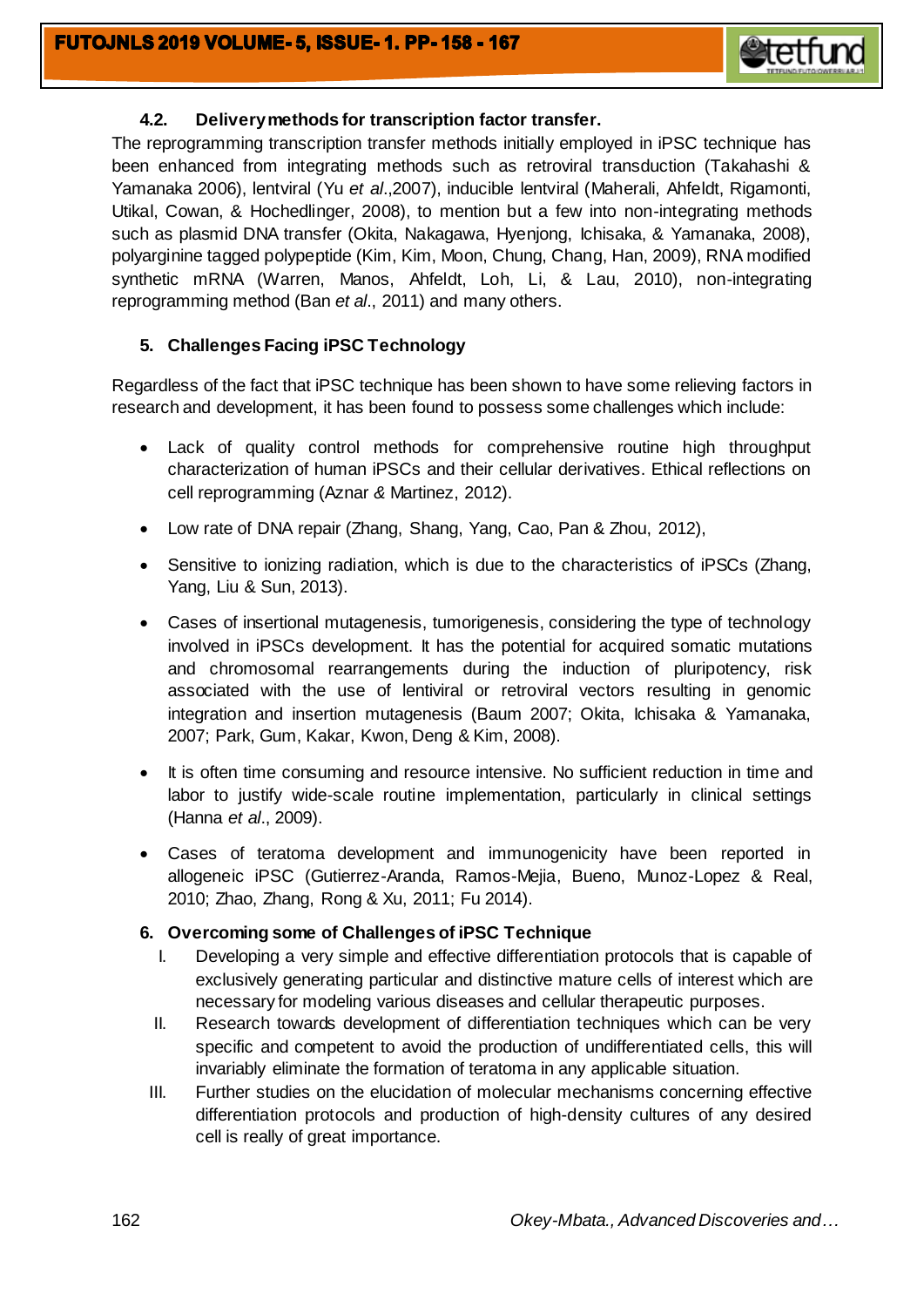### 4.2. Delivery methods for transcription factor transfer.

The reprogramming transcription transfer methods initially employed in iPSC technique has been enhanced from integrating methods such as retroviral transduction (Takahashi & Yamanaka 2006), lentviral (Yu *et al*.,2007), inducible lentviral (Maherali, Ahfeldt, Rigamonti, Utikal, Cowan, & Hochedlinger, 2008), to mention but a few into non-integrating methods such as plasmid DNA transfer (Okita, Nakagawa, Hyenjong, Ichisaka, & Yamanaka, 2008), polyarginine tagged polypeptide (Kim, Kim, Moon, Chung, Chang, Han, 2009), RNA modified synthetic mRNA (Warren, Manos, Ahfeldt, Loh, Li, & Lau, 2010), non-integrating reprogramming method (Ban *et al*., 2011) and many others.

## 5. Challenges Facing iPSC Technology

Regardless of the fact that iPSC technique has been shown to have some relieving factors in research and development, it has been found to possess some challenges which include:

- Lack of quality control methods for comprehensive routine high throughput characterization of human iPSCs and their cellular derivatives. Ethical reflections on cell reprogramming (Aznar & Martinez, 2012).
- Low rate of DNA repair (Zhang, Shang, Yang, Cao, Pan & Zhou, 2012),
- Sensitive to ionizing radiation, which is due to the characteristics of iPSCs (Zhang, Yang, Liu & Sun, 2013).
- Cases of insertional mutagenesis, tumorigenesis, considering the type of technology involved in iPSCs development. It has the potential for acquired somatic mutations and chromosomal rearrangements during the induction of pluripotency, risk associated with the use of lentiviral or retroviral vectors resulting in genomic integration and insertion mutagenesis (Baum 2007; Okita, Ichisaka & Yamanaka, 2007; Park, Gum, Kakar, Kwon, Deng & Kim, 2008).
- It is often time consuming and resource intensive. No sufficient reduction in time and labor to justify wide-scale routine implementation, particularly in clinical settings (Hanna *et al*., 2009).
- Cases of teratoma development and immunogenicity have been reported in allogeneic iPSC (Gutierrez-Aranda, Ramos-Mejia, Bueno, Munoz-Lopez & Real, 2010; Zhao, Zhang, Rong & Xu, 2011; Fu 2014).

## 6. Overcoming some of Challenges of iPSC Technique

I. Developing a very simple and effective differentiation protocols that is capable of exclusively generating particular and distinctive mature cells of interest which are necessary for modeling various diseases and cellular therapeutic purposes.

II. Research towards development of differentiation techniques which can be very specific and competent to avoid the production of undifferentiated cells, this will invariably eliminate the formation of teratoma in any applicable situation.

III. Further studies on the elucidation of molecular mechanisms concerning effective differentiation protocols and production of high-density cultures of any desired cell is really of great importance.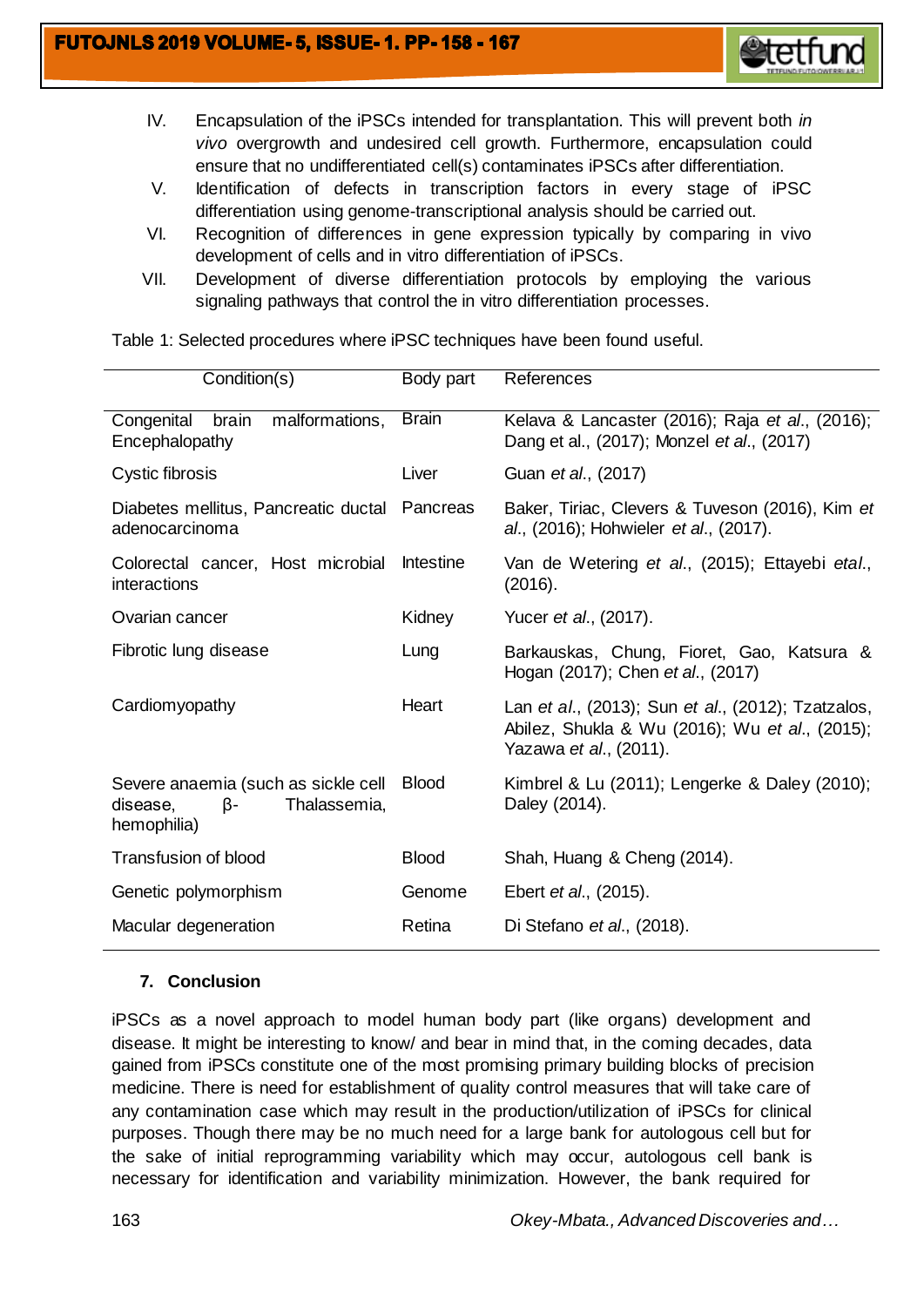IV. Encapsulation of the iPSCs intended for transplantation. This will prevent both *in vivo* overgrowth and undesired cell growth. Furthermore, encapsulation could ensure that no undifferentiated cell(s) contaminates iPSCs after differentiation.

V. Identification of defects in transcription factors in every stage of iPSC differentiation using genome-transcriptional analysis should be carried out.

VI. Recognition of differences in gene expression typically by comparing in vivo development of cells and in vitro differentiation of iPSCs.

VII. Development of diverse differentiation protocols by employing the various signaling pathways that control the in vitro differentiation processes.

Table 1: Selected procedures where iPSC techniques have been found useful.

| Condition(s) | Body part | References |
|---|---|---|
| Congenital brain malformations, Encephalopathy | Brain | Kelava & Lancaster (2016); Raja *et al*., (2016); Dang et al., (2017); Monzel *et al*., (2017) |
| Cystic fibrosis | Liver | Guan *et al*., (2017) |
| Diabetes mellitus, Pancreatic ductal adenocarcinoma | Pancreas | Baker, Tiriac, Clevers & Tuveson (2016), Kim *et al*., (2016); Hohwieler *et al*., (2017). |
| Colorectal cancer, Host microbial interactions | Intestine | Van de Wetering *et al*., (2015); Ettayebi *etal*., (2016). |
| Ovarian cancer | Kidney | Yucer *et al*., (2017). |
| Fibrotic lung disease | Lung | Barkauskas, Chung, Fioret, Gao, Katsura & Hogan (2017); Chen *et al*., (2017) |
| Cardiomyopathy | Heart | Lan *et al*., (2013); Sun *et al*., (2012); Tzatzalos, Abilez, Shukla & Wu (2016); Wu *et al*., (2015); Yazawa *et al*., (2011). |
| Severe anaemia (such as sickle cell disease, β-Thalassemia, hemophilia) | Blood | Kimbrel & Lu (2011); Lengerke & Daley (2010); Daley (2014). |
| Transfusion of blood | Blood | Shah, Huang & Cheng (2014). |
| Genetic polymorphism | Genome | Ebert *et al*., (2015). |
| Macular degeneration | Retina | Di Stefano *et al*., (2018). |

## 7. Conclusion

iPSCs as a novel approach to model human body part (like organs) development and disease. It might be interesting to know/ and bear in mind that, in the coming decades, data gained from iPSCs constitute one of the most promising primary building blocks of precision medicine. There is need for establishment of quality control measures that will take care of any contamination case which may result in the production/utilization of iPSCs for clinical purposes. Though there may be no much need for a large bank for autologous cell but for the sake of initial reprogramming variability which may occur, autologous cell bank is necessary for identification and variability minimization. However, the bank required for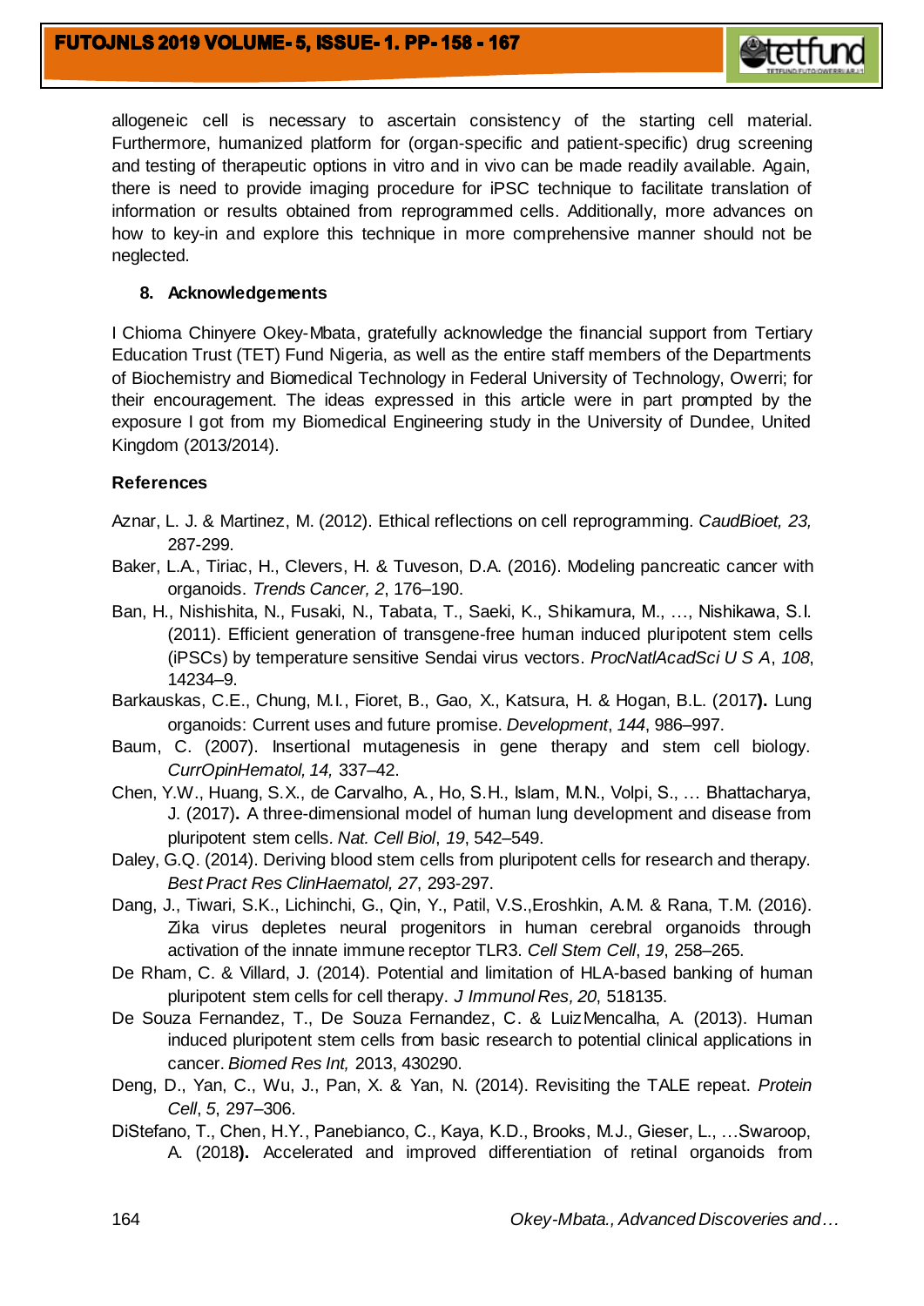allogeneic cell is necessary to ascertain consistency of the starting cell material. Furthermore, humanized platform for (organ-specific and patient-specific) drug screening and testing of therapeutic options in vitro and in vivo can be made readily available. Again, there is need to provide imaging procedure for iPSC technique to facilitate translation of information or results obtained from reprogrammed cells. Additionally, more advances on how to key-in and explore this technique in more comprehensive manner should not be neglected.

## 8. Acknowledgements

I Chioma Chinyere Okey-Mbata, gratefully acknowledge the financial support from Tertiary Education Trust (TET) Fund Nigeria, as well as the entire staff members of the Departments of Biochemistry and Biomedical Technology in Federal University of Technology, Owerri; for their encouragement. The ideas expressed in this article were in part prompted by the exposure I got from my Biomedical Engineering study in the University of Dundee, United Kingdom (2013/2014).

## References

Aznar, L. J. & Martinez, M. (2012). Ethical reflections on cell reprogramming. *CaudBioet, 23,* 287-299.

Baker, L.A., Tiriac, H., Clevers, H. & Tuveson, D.A. (2016). Modeling pancreatic cancer with organoids. *Trends Cancer, 2*, 176–190.

Ban, H., Nishishita, N., Fusaki, N., Tabata, T., Saeki, K., Shikamura, M., …, Nishikawa, S.I. (2011). Efficient generation of transgene-free human induced pluripotent stem cells (iPSCs) by temperature sensitive Sendai virus vectors. *ProcNatlAcadSci U S A*, *108*, 14234–9.

Barkauskas, C.E., Chung, M.I., Fioret, B., Gao, X., Katsura, H. & Hogan, B.L. (2017**).** Lung organoids: Current uses and future promise. *Development*, *144*, 986–997.

Baum, C. (2007). Insertional mutagenesis in gene therapy and stem cell biology. *CurrOpinHematol, 14,* 337–42.

Chen, Y.W., Huang, S.X., de Carvalho, A., Ho, S.H., Islam, M.N., Volpi, S., … Bhattacharya, J. (2017)**.** A three-dimensional model of human lung development and disease from pluripotent stem cells. *Nat. Cell Biol*, *19*, 542–549.

Daley, G.Q. (2014). Deriving blood stem cells from pluripotent cells for research and therapy. *Best Pract Res ClinHaematol, 27*, 293-297.

Dang, J., Tiwari, S.K., Lichinchi, G., Qin, Y., Patil, V.S.,Eroshkin, A.M. & Rana, T.M. (2016). Zika virus depletes neural progenitors in human cerebral organoids through activation of the innate immune receptor TLR3. *Cell Stem Cell*, *19*, 258–265.

De Rham, C. & Villard, J. (2014). Potential and limitation of HLA-based banking of human pluripotent stem cells for cell therapy. *J Immunol Res, 20*, 518135.

De Souza Fernandez, T., De Souza Fernandez, C. & Luiz Mencalha, A. (2013). Human induced pluripotent stem cells from basic research to potential clinical applications in cancer. *Biomed Res Int,* 2013, 430290.

Deng, D., Yan, C., Wu, J., Pan, X. & Yan, N. (2014). Revisiting the TALE repeat. *Protein Cell*, *5*, 297–306.

DiStefano, T., Chen, H.Y., Panebianco, C., Kaya, K.D., Brooks, M.J., Gieser, L., …Swaroop, A. (2018**).** Accelerated and improved differentiation of retinal organoids from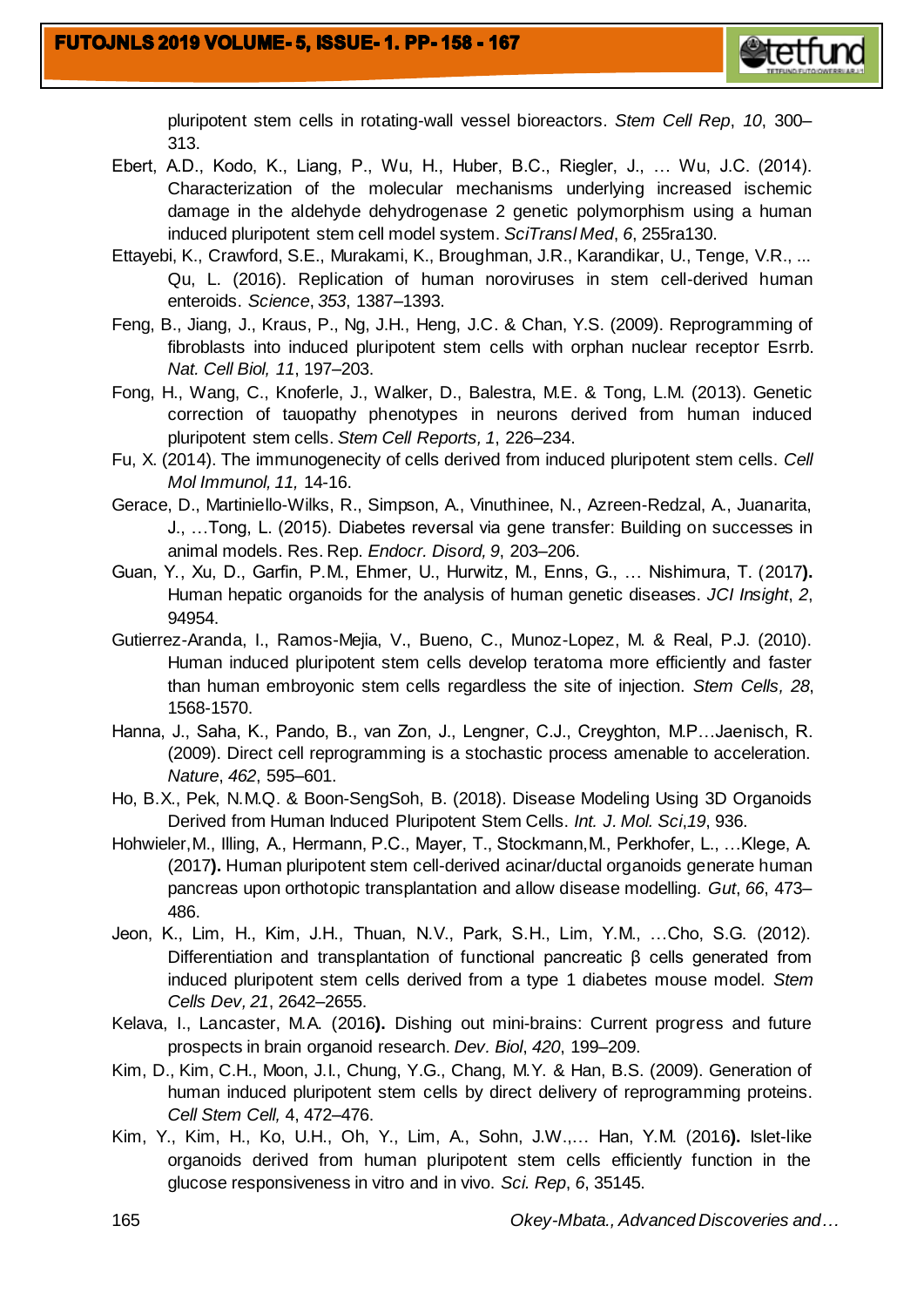pluripotent stem cells in rotating-wall vessel bioreactors. *Stem Cell Rep*, *10*, 300–313.

Ebert, A.D., Kodo, K., Liang, P., Wu, H., Huber, B.C., Riegler, J., … Wu, J.C. (2014). Characterization of the molecular mechanisms underlying increased ischemic damage in the aldehyde dehydrogenase 2 genetic polymorphism using a human induced pluripotent stem cell model system. *SciTransl Med*, *6*, 255ra130.

Ettayebi, K., Crawford, S.E., Murakami, K., Broughman, J.R., Karandikar, U., Tenge, V.R., ... Qu, L. (2016). Replication of human noroviruses in stem cell-derived human enteroids. *Science*, *353*, 1387–1393.

Feng, B., Jiang, J., Kraus, P., Ng, J.H., Heng, J.C. & Chan, Y.S. (2009). Reprogramming of fibroblasts into induced pluripotent stem cells with orphan nuclear receptor Esrrb. *Nat. Cell Biol, 11*, 197–203.

Fong, H., Wang, C., Knoferle, J., Walker, D., Balestra, M.E. & Tong, L.M. (2013). Genetic correction of tauopathy phenotypes in neurons derived from human induced pluripotent stem cells. *Stem Cell Reports, 1*, 226–234.

Fu, X. (2014). The immunogenecity of cells derived from induced pluripotent stem cells. *Cell Mol Immunol, 11,* 14-16.

Gerace, D., Martiniello-Wilks, R., Simpson, A., Vinuthinee, N., Azreen-Redzal, A., Juanarita, J., …Tong, L. (2015). Diabetes reversal via gene transfer: Building on successes in animal models. Res. Rep. *Endocr. Disord, 9*, 203–206.

Guan, Y., Xu, D., Garfin, P.M., Ehmer, U., Hurwitz, M., Enns, G., … Nishimura, T. (2017**).** Human hepatic organoids for the analysis of human genetic diseases. *JCI Insight*, *2*, 94954.

Gutierrez-Aranda, I., Ramos-Mejia, V., Bueno, C., Munoz-Lopez, M. & Real, P.J. (2010). Human induced pluripotent stem cells develop teratoma more efficiently and faster than human embroyonic stem cells regardless the site of injection. *Stem Cells, 28*, 1568-1570.

Hanna, J., Saha, K., Pando, B., van Zon, J., Lengner, C.J., Creyghton, M.P…Jaenisch, R. (2009). Direct cell reprogramming is a stochastic process amenable to acceleration. *Nature*, *462*, 595–601.

Ho, B.X., Pek, N.M.Q. & Boon-SengSoh, B. (2018). Disease Modeling Using 3D Organoids Derived from Human Induced Pluripotent Stem Cells. *Int. J. Mol. Sci*,*19*, 936.

Hohwieler,M., Illing, A., Hermann, P.C., Mayer, T., Stockmann,M., Perkhofer, L., …Klege, A. (2017**).** Human pluripotent stem cell-derived acinar/ductal organoids generate human pancreas upon orthotopic transplantation and allow disease modelling. *Gut*, *66*, 473–486.

Jeon, K., Lim, H., Kim, J.H., Thuan, N.V., Park, S.H., Lim, Y.M., …Cho, S.G. (2012). Differentiation and transplantation of functional pancreatic β cells generated from induced pluripotent stem cells derived from a type 1 diabetes mouse model. *Stem Cells Dev, 21*, 2642–2655.

Kelava, I., Lancaster, M.A. (2016**).** Dishing out mini-brains: Current progress and future prospects in brain organoid research. *Dev. Biol*, *420*, 199–209.

Kim, D., Kim, C.H., Moon, J.I., Chung, Y.G., Chang, M.Y. & Han, B.S. (2009). Generation of human induced pluripotent stem cells by direct delivery of reprogramming proteins. *Cell Stem Cell,* 4, 472–476.

Kim, Y., Kim, H., Ko, U.H., Oh, Y., Lim, A., Sohn, J.W.,… Han, Y.M. (2016**).** Islet-like organoids derived from human pluripotent stem cells efficiently function in the glucose responsiveness in vitro and in vivo. *Sci. Rep*, *6*, 35145.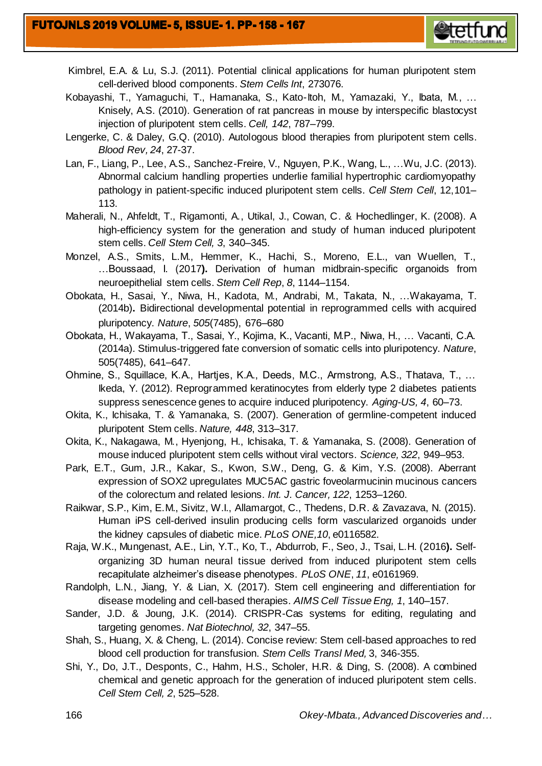Kimbrel, E.A. & Lu, S.J. (2011). Potential clinical applications for human pluripotent stem cell-derived blood components. *Stem Cells Int*, 273076.

Kobayashi, T., Yamaguchi, T., Hamanaka, S., Kato-Itoh, M., Yamazaki, Y., Ibata, M., … Knisely, A.S. (2010). Generation of rat pancreas in mouse by interspecific blastocyst injection of pluripotent stem cells. *Cell, 142*, 787–799.

Lengerke, C. & Daley, G.Q. (2010). Autologous blood therapies from pluripotent stem cells. *Blood Rev, 24*, 27-37.

Lan, F., Liang, P., Lee, A.S., Sanchez-Freire, V., Nguyen, P.K., Wang, L., …Wu, J.C. (2013). Abnormal calcium handling properties underlie familial hypertrophic cardiomyopathy pathology in patient-specific induced pluripotent stem cells. *Cell Stem Cell*, 12,101–113.

Maherali, N., Ahfeldt, T., Rigamonti, A., Utikal, J., Cowan, C. & Hochedlinger, K. (2008). A high-efficiency system for the generation and study of human induced pluripotent stem cells. *Cell Stem Cell, 3*, 340–345.

Monzel, A.S., Smits, L.M., Hemmer, K., Hachi, S., Moreno, E.L., van Wuellen, T., …Boussaad, I. (2017**).** Derivation of human midbrain-specific organoids from neuroepithelial stem cells. *Stem Cell Rep*, *8*, 1144–1154.

Obokata, H., Sasai, Y., Niwa, H., Kadota, M., Andrabi, M., Takata, N., …Wakayama, T. (2014b)**.** Bidirectional developmental potential in reprogrammed cells with acquired pluripotency. *Nature*, *505*(7485), 676–680

Obokata, H., Wakayama, T., Sasai, Y., Kojima, K., Vacanti, M.P., Niwa, H., … Vacanti, C.A. (2014a). Stimulus-triggered fate conversion of somatic cells into pluripotency. *Nature*, 505(7485), 641–647.

Ohmine, S., Squillace, K.A., Hartjes, K.A., Deeds, M.C., Armstrong, A.S., Thatava, T., … Ikeda, Y. (2012). Reprogrammed keratinocytes from elderly type 2 diabetes patients suppress senescence genes to acquire induced pluripotency. *Aging-US, 4*, 60–73.

Okita, K., Ichisaka, T. & Yamanaka, S. (2007). Generation of germline-competent induced pluripotent Stem cells. *Nature, 448*, 313–317.

Okita, K., Nakagawa, M., Hyenjong, H., Ichisaka, T. & Yamanaka, S. (2008). Generation of mouse induced pluripotent stem cells without viral vectors. *Science, 322*, 949–953.

Park, E.T., Gum, J.R., Kakar, S., Kwon, S.W., Deng, G. & Kim, Y.S. (2008). Aberrant expression of SOX2 upregulates MUC5AC gastric foveolarmucinin mucinous cancers of the colorectum and related lesions. *Int. J. Cancer, 122*, 1253–1260.

Raikwar, S.P., Kim, E.M., Sivitz, W.I., Allamargot, C., Thedens, D.R. & Zavazava, N. (2015). Human iPS cell-derived insulin producing cells form vascularized organoids under the kidney capsules of diabetic mice. *PLoS ONE,10*, e0116582.

Raja, W.K., Mungenast, A.E., Lin, Y.T., Ko, T., Abdurrob, F., Seo, J., Tsai, L.H. (2016**).** Self-organizing 3D human neural tissue derived from induced pluripotent stem cells recapitulate alzheimer's disease phenotypes. *PLoS ONE*, *11*, e0161969.

Randolph, L.N., Jiang, Y. & Lian, X. (2017). Stem cell engineering and differentiation for disease modeling and cell-based therapies. *AIMS Cell Tissue Eng, 1*, 140–157.

Sander, J.D. & Joung, J.K. (2014). CRISPR-Cas systems for editing, regulating and targeting genomes. *Nat Biotechnol, 32*, 347–55.

Shah, S., Huang, X. & Cheng, L. (2014). Concise review: Stem cell-based approaches to red blood cell production for transfusion. *Stem Cells Transl Med,* 3, 346-355.

Shi, Y., Do, J.T., Desponts, C., Hahm, H.S., Scholer, H.R. & Ding, S. (2008). A combined chemical and genetic approach for the generation of induced pluripotent stem cells. *Cell Stem Cell, 2*, 525–528.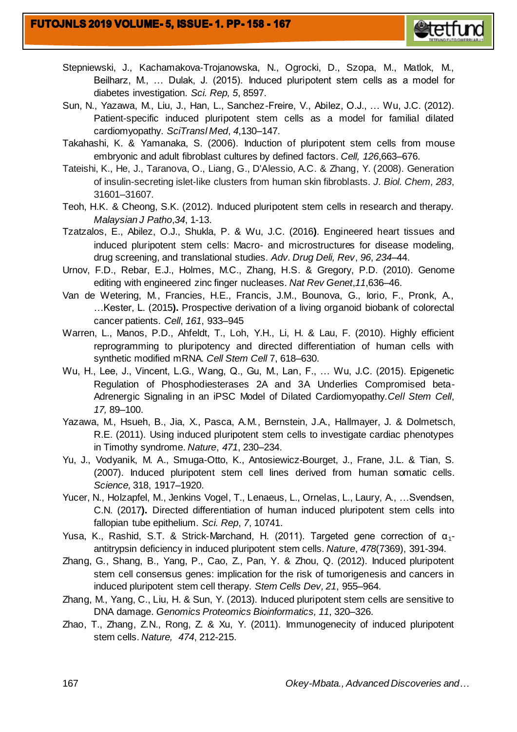Stepniewski, J., Kachamakova-Trojanowska, N., Ogrocki, D., Szopa, M., Matlok, M., Beilharz, M., … Dulak, J. (2015). Induced pluripotent stem cells as a model for diabetes investigation. *Sci. Rep, 5*, 8597.

Sun, N., Yazawa, M., Liu, J., Han, L., Sanchez-Freire, V., Abilez, O.J., … Wu, J.C. (2012). Patient-specific induced pluripotent stem cells as a model for familial dilated cardiomyopathy. *SciTransl Med*, *4*,130–147.

Takahashi, K. & Yamanaka, S. (2006). Induction of pluripotent stem cells from mouse embryonic and adult fibroblast cultures by defined factors. *Cell, 126*,663–676.

Tateishi, K., He, J., Taranova, O., Liang, G., D'Alessio, A.C. & Zhang, Y. (2008). Generation of insulin-secreting islet-like clusters from human skin fibroblasts. *J. Biol. Chem, 283*, 31601–31607.

Teoh, H.K. & Cheong, S.K. (2012). Induced pluripotent stem cells in research and therapy. *Malaysian J Patho*,*34*, 1-13.

Tzatzalos, E., Abilez, O.J., Shukla, P. & Wu, J.C. (2016**)**. Engineered heart tissues and induced pluripotent stem cells: Macro- and microstructures for disease modeling, drug screening, and translational studies. *Adv. Drug Deli, Rev*, *96*, *234*–44.

Urnov, F.D., Rebar, E.J., Holmes, M.C., Zhang, H.S. & Gregory, P.D. (2010). Genome editing with engineered zinc finger nucleases. *Nat Rev Genet*,*11*,636–46.

Van de Wetering, M., Francies, H.E., Francis, J.M., Bounova, G., Iorio, F., Pronk, A., …Kester, L. (2015**).** Prospective derivation of a living organoid biobank of colorectal cancer patients. *Cell*, *161*, 933–945

Warren, L., Manos, P.D., Ahfeldt, T., Loh, Y.H., Li, H. & Lau, F. (2010). Highly efficient reprogramming to pluripotency and directed differentiation of human cells with synthetic modified mRNA. *Cell Stem Cell* 7, 618–630.

Wu, H., Lee, J., Vincent, L.G., Wang, Q., Gu, M., Lan, F., … Wu, J.C. (2015). Epigenetic Regulation of Phosphodiesterases 2A and 3A Underlies Compromised beta-Adrenergic Signaling in an iPSC Model of Dilated Cardiomyopathy.*Cell Stem Cell*, *17,* 89–100.

Yazawa, M., Hsueh, B., Jia, X., Pasca, A.M., Bernstein, J.A., Hallmayer, J. & Dolmetsch, R.E. (2011). Using induced pluripotent stem cells to investigate cardiac phenotypes in Timothy syndrome. *Nature*, *471*, 230–234.

Yu, J., Vodyanik, M. A., Smuga-Otto, K., Antosiewicz-Bourget, J., Frane, J.L. & Tian, S. (2007). Induced pluripotent stem cell lines derived from human somatic cells. *Science,* 318, 1917–1920.

Yucer, N., Holzapfel, M., Jenkins Vogel, T., Lenaeus, L., Ornelas, L., Laury, A., …Svendsen, C.N. (2017**).** Directed differentiation of human induced pluripotent stem cells into fallopian tube epithelium. *Sci. Rep*, *7*, 10741.

Yusa, K., Rashid, S.T. & Strick-Marchand, H. (2011). Targeted gene correction of $\alpha_1$-antitrypsin deficiency in induced pluripotent stem cells. *Nature*, *478*(7369), 391-394.

Zhang, G., Shang, B., Yang, P., Cao, Z., Pan, Y. & Zhou, Q. (2012). Induced pluripotent stem cell consensus genes: implication for the risk of tumorigenesis and cancers in induced pluripotent stem cell therapy. *Stem Cells Dev, 21*, 955–964.

Zhang, M., Yang, C., Liu, H. & Sun, Y. (2013). Induced pluripotent stem cells are sensitive to DNA damage. *Genomics Proteomics Bioinformatics, 11*, 320–326.

Zhao, T., Zhang, Z.N., Rong, Z. & Xu, Y. (2011). Immunogenecity of induced pluripotent stem cells. *Nature, 474*, 212-215.